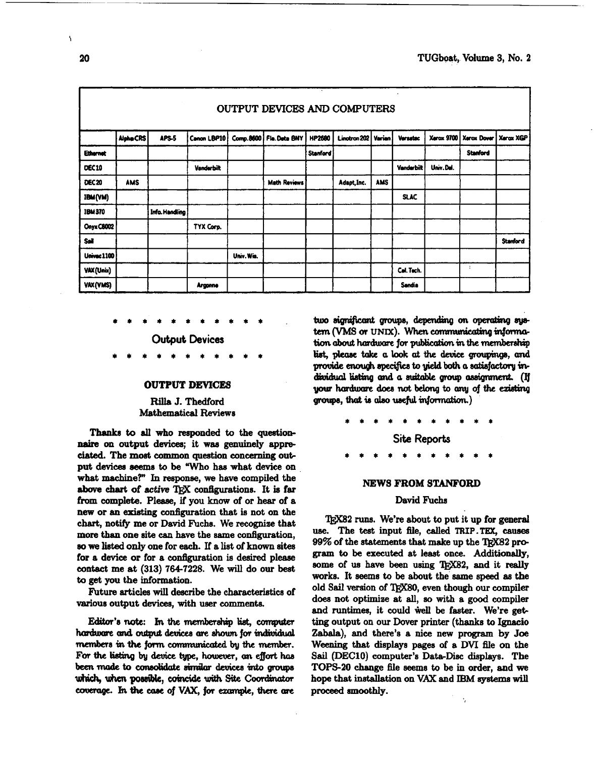## OUTPUT DEVICES AND COMPUTERS

| | Alpha CRS | APS-5 | Canon LBP10 | Comp. 8600 | Fla. Data BNY | HP2680 | Linotron 202 | Varian | Versatec | Xerox 9700 | Xerox Dover | Xerox XGP |
|---|---|---|---|---|---|---|---|---|---|---|---|---|
| Ethernet | | | | | | Stanford | | | | | Stanford | |
| DEC10 | | | Vanderbilt | | | | | | Vanderbilt | Univ. Del. | | |
| DEC20 | AMS | | | | Math Reviews | | Adapt, Inc. | AMS | | | | |
| IBM (VM) | | | | | | | | | SLAC | | | |
| IBM 370 | | Info. Handling | | | | | | | | | | |
| Onyx C8002 | | | TYX Corp. | | | | | | | | | |
| Sail | | | | | | | | | | | | Stanford |
| Univac 1100 | | | | Univ. Wis. | | | | | | | | |
| VAX (Unix) | | | | | | | | | Cal. Tech. | | | |
| VAX (VMS) | | | Argonne | | | | | | Sandia | | | |

* * * * * * * * * * * *

# Output Devices

* * * * * * * * * * * *

## OUTPUT DEVICES

Rilla J. Thedford
Mathematical Reviews

Thanks to all who responded to the questionnaire on output devices; it was genuinely appreciated. The most common question concerning output devices seems to be "Who has what device on what machine?" In response, we have compiled the above chart of *active* TEX configurations. It is far from complete. Please, if you know of or hear of a new or an existing configuration that is not on the chart, notify me or David Fuchs. We recognize that more than one site can have the same configuration, so we listed only one for each. If a list of known sites for a device or for a configuration is desired please contact me at (313) 764-7228. We will do our best to get you the information.

Future articles will describe the characteristics of various output devices, with user comments.

Editor's note: *In the membership list, computer hardware and output devices are shown for individual members in the form communicated by the member. For the listing by device type, however, an effort has been made to consolidate similar devices into groups which, when possible, coincide with Site Coordinator coverage. In the case of VAX, for example, there are two significant groups, depending on operating system (VMS or UNIX). When communicating information about hardware for publication in the membership list, please take a look at the device groupings, and provide enough specifics to yield both a satisfactory individual listing and a suitable group assignment. (If your hardware does not belong to any of the existing groups, that is also useful information.)*

* * * * * * * * * * * *

# Site Reports

* * * * * * * * * * * *

## NEWS FROM STANFORD

David Fuchs

TEX82 runs. We're about to put it up for general use. The test input file, called TRIP.TEX, causes 99% of the statements that make up the TEX82 program to be executed at least once. Additionally, some of us have been using TEX82, and it really works. It seems to be about the same speed as the old Sail version of TEX80, even though our compiler does not optimize at all, so with a good compiler and runtimes, it could well be faster. We're getting output on our Dover printer (thanks to Ignacio Zabala), and there's a nice new program by Joe Weening that displays pages of a DVI file on the Sail (DEC10) computer's Data-Disc displays. The TOPS-20 change file seems to be in order, and we hope that installation on VAX and IBM systems will proceed smoothly.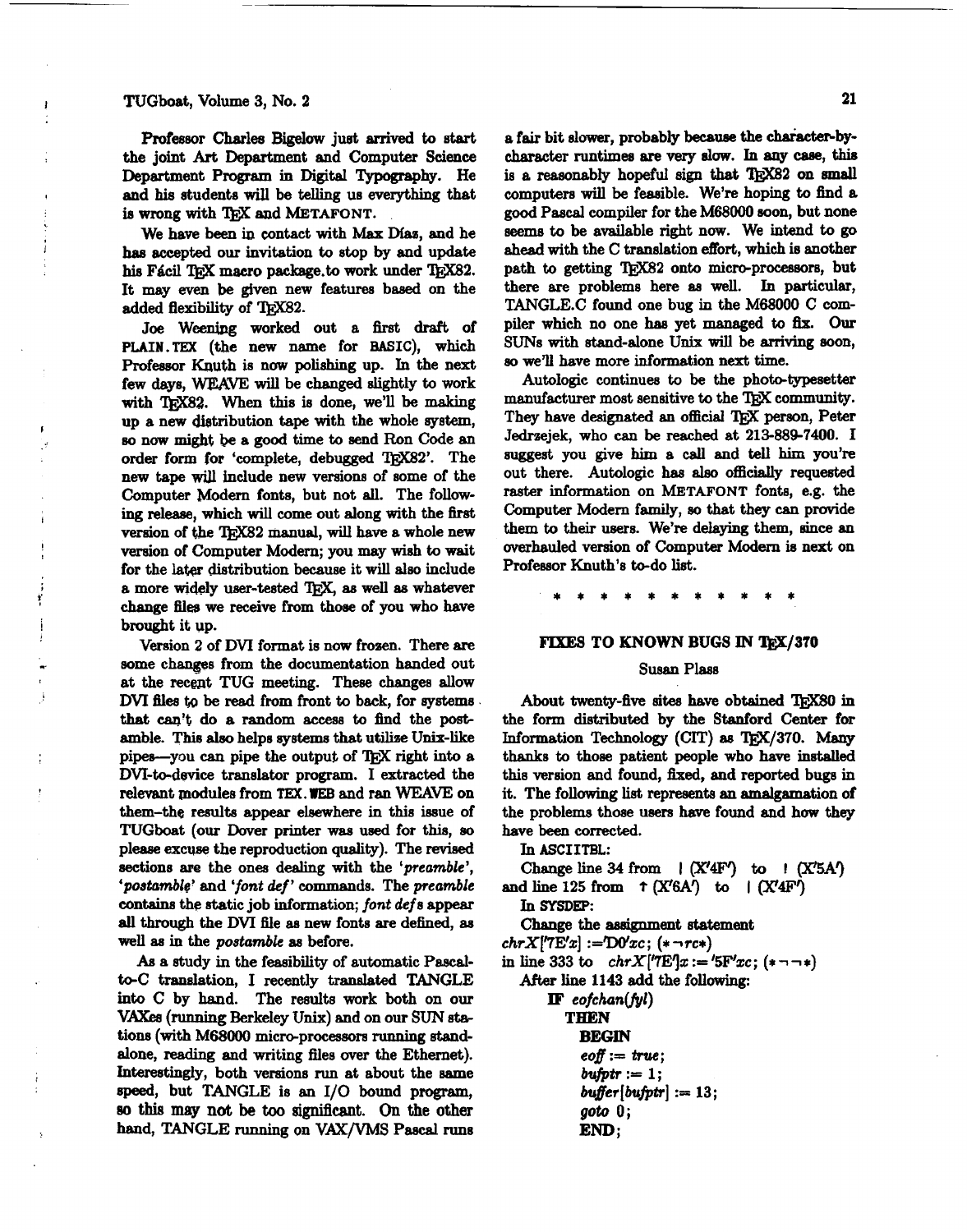Professor Charles Bigelow just arrived to start the joint Art Department and Computer Science Department Program in Digital Typography. He and his students will be telling us everything that is wrong with TeX and METAFONT.

We have been in contact with Max Díaz, and he has accepted our invitation to stop by and update his Fácil TeX macro package to work under TeX82. It may even be given new features based on the added flexibility of TeX82.

Joe Weening worked out a first draft of PLAIN.TEX (the new name for BASIC), which Professor Knuth is now polishing up. In the next few days, WEAVE will be changed slightly to work with TeX82. When this is done, we'll be making up a new distribution tape with the whole system, so now might be a good time to send Ron Code an order form for 'complete, debugged TeX82'. The new tape will include new versions of some of the Computer Modern fonts, but not all. The following release, which will come out along with the first version of the TeX82 manual, will have a whole new version of Computer Modern; you may wish to wait for the later distribution because it will also include a more widely user-tested TeX, as well as whatever change files we receive from those of you who have brought it up.

Version 2 of DVI format is now frozen. There are some changes from the documentation handed out at the recent TUG meeting. These changes allow DVI files to be read from front to back, for systems that can't do a random access to find the postamble. This also helps systems that utilize Unix-like pipes—you can pipe the output of TeX right into a DVI-to-device translator program. I extracted the relevant modules from TEX.WEB and ran WEAVE on them–the results appear elsewhere in this issue of TUGboat (our Dover printer was used for this, so please excuse the reproduction quality). The revised sections are the ones dealing with the '*preamble*', '*postamble*' and '*font def*' commands. The *preamble* contains the static job information; *font defs* appear all through the DVI file as new fonts are defined, as well as in the *postamble* as before.

As a study in the feasibility of automatic Pascal-to-C translation, I recently translated TANGLE into C by hand. The results work both on our VAXes (running Berkeley Unix) and on our SUN stations (with M68000 micro-processors running stand-alone, reading and writing files over the Ethernet). Interestingly, both versions run at about the same speed, but TANGLE is an I/O bound program, so this may not be too significant. On the other hand, TANGLE running on VAX/VMS Pascal runs a fair bit slower, probably because the character-by-character runtimes are very slow. In any case, this is a reasonably hopeful sign that TeX82 on small computers will be feasible. We're hoping to find a good Pascal compiler for the M68000 soon, but none seems to be available right now. We intend to go ahead with the C translation effort, which is another path to getting TeX82 onto micro-processors, but there are problems here as well. In particular, TANGLE.C found one bug in the M68000 C compiler which no one has yet managed to fix. Our SUNs with stand-alone Unix will be arriving soon, so we'll have more information next time.

Autologic continues to be the photo-typesetter manufacturer most sensitive to the TeX community. They have designated an official TeX person, Peter Jedrzejek, who can be reached at 213-889-7400. I suggest you give him a call and tell him you're out there. Autologic has also officially requested raster information on METAFONT fonts, e.g. the Computer Modern family, so that they can provide them to their users. We're delaying them, since an overhauled version of Computer Modern is next on Professor Knuth's to-do list.

\* \* \* \* \* \* \* \* \* \* \* \*

## FIXES TO KNOWN BUGS IN TeX/370

Susan Plass

About twenty-five sites have obtained TeX80 in the form distributed by the Stanford Center for Information Technology (CIT) as TeX/370. Many thanks to those patient people who have installed this version and found, fixed, and reported bugs in it. The following list represents an amalgamation of the problems those users have found and how they have been corrected.

In ASCIITBL:

Change line 34 from | (X'4F') to ! (X'5A') and line 125 from ↑ (X'6A') to | (X'4F')

In SYSDEP:

Change the assignment statement
*chrX*['7E'*x*] :='D0'*xc*; (\* ¬*rc*\*)
in line 333 to *chrX*['7E'] *x* := '5F'*xc*; (\* ¬ ¬ \*)

After line 1143 add the following:

```
IF eofchan(fyl)
   THEN
      BEGIN
      eoff := true;
      bufptr := 1;
      buffer[bufptr] := 13;
      goto 0;
      END;
```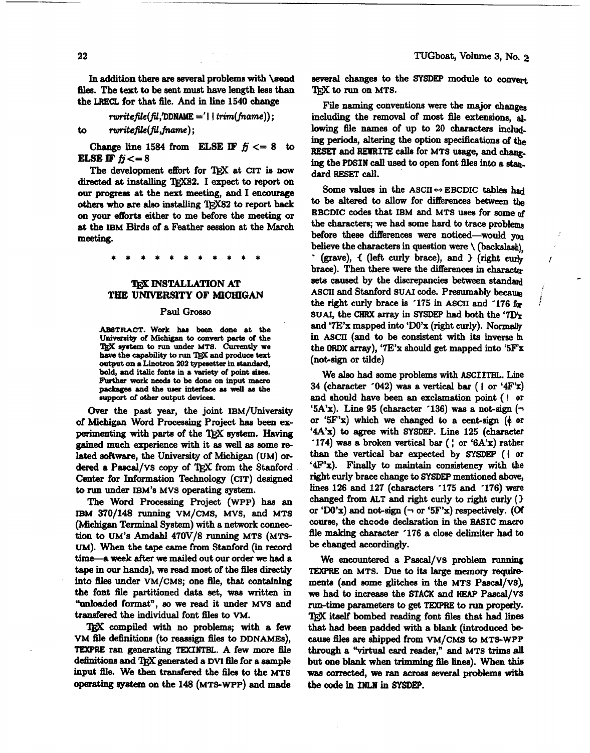In addition there are several problems with `\send` files. The text to be sent must have length less than the LRECL for that file. And in line 1540 change

*rwritefile(fil,'DDNAME ='* || *trim(fname));*

to *rwritefile(fil,fname);*

Change line 1584 from **ELSE IF** *fj* <= 8 to **ELSE IF** *fj*<=8

The development effort for TeX at CIT is now directed at installing TeX82. I expect to report on our progress at the next meeting, and I encourage others who are also installing TeX82 to report back on your efforts either to me before the meeting or at the IBM Birds of a Feather session at the March meeting.

\* \* \* \* \* \* \* \* \* \* \* \*

## TeX INSTALLATION AT THE UNIVERSITY OF MICHIGAN

Paul Grosso

**ABSTRACT.** Work has been done at the University of Michigan to convert parts of the TeX system to run under MTS. Currently we have the capability to run TeX and produce text output on a Linotron 202 typesetter in standard, bold, and italic fonts in a variety of point sizes. Further work needs to be done on input macro packages and the user interface as well as the support of other output devices.

Over the past year, the joint IBM/University of Michigan Word Processing Project has been experimenting with parts of the TeX system. Having gained much experience with it as well as some related software, the University of Michigan (UM) ordered a Pascal/VS copy of TeX from the Stanford Center for Information Technology (CIT) designed to run under IBM's MVS operating system.

The Word Processing Project (WPP) has an IBM 370/148 running VM/CMS, MVS, and MTS (Michigan Terminal System) with a network connection to UM's Amdahl 470V/8 running MTS (MTS-UM). When the tape came from Stanford (in record time—a week after we mailed out our order we had a tape in our hands), we read most of the files directly into files under VM/CMS; one file, that containing the font file partitioned data set, was written in "unloaded format", so we read it under MVS and transfered the individual font files to VM.

TeX compiled with no problems; with a few VM file definitions (to reassign files to DDNAMEs), TEXPRE ran generating TEXINTBL. A few more file definitions and TeX generated a DVI file for a sample input file. We then transfered the files to the MTS operating system on the 148 (MTS-WPP) and made several changes to the SYSDEP module to convert TeX to run on MTS.

File naming conventions were the major changes including the removal of most file extensions, allowing file names of up to 20 characters including periods, altering the option specifications of the RESET and REWRITE calls for MTS usage, and changing the PDSIN call used to open font files into a standard RESET call.

Some values in the ASCII↔EBCDIC tables had to be altered to allow for differences between the EBCDIC codes that IBM and MTS uses for some of the characters; we had some hard to trace problems before these differences were noticed—would you believe the characters in question were \ (backslash), ` (grave), { (left curly brace), and } (right curly brace). Then there were the differences in character sets caused by the discrepancies between standard ASCII and Stanford SUAI code. Presumably because the right curly brace is ´175 in ASCII and ´176 for SUAI, the CHRX array in SYSDEP had both the '7D'x and '7E'x mapped into 'D0'x (right curly). Normally in ASCII (and to be consistent with its inverse in the ORDX array), '7E'x should get mapped into '5F'x (not-sign or tilde)

We also had some problems with ASCIITBL. Line 34 (character ´042) was a vertical bar ( | or '4F'x) and should have been an exclamation point ( ! or '5A'x). Line 95 (character ´136) was a not-sign (¬ or '5F'x) which we changed to a cent-sign (¢ or '4A'x) to agree with SYSDEP. Line 125 (character ´174) was a broken vertical bar ( ¦ or '6A'x) rather than the vertical bar expected by SYSDEP ( | or '4F'x). Finally to maintain consistency with the right curly brace change to SYSDEP mentioned above, lines 126 and 127 (characters ´175 and ´176) were changed from ALT and right curly to right curly ( } or 'D0'x) and not-sign (¬ or '5F'x) respectively. (Of course, the chcode declaration in the BASIC macro file making character ´176 a close delimiter had to be changed accordingly.

We encountered a Pascal/VS problem running TEXPRE on MTS. Due to its large memory requirements (and some glitches in the MTS Pascal/VS), we had to increase the STACK and HEAP Pascal/VS run-time parameters to get TEXPRE to run properly. TeX itself bombed reading font files that had lines that had been padded with a blank (introduced because files are shipped from VM/CMS to MTS-WPP through a "virtual card reader," and MTS trims all but one blank when trimming file lines). When this was corrected, we ran across several problems with the code in INLN in SYSDEP.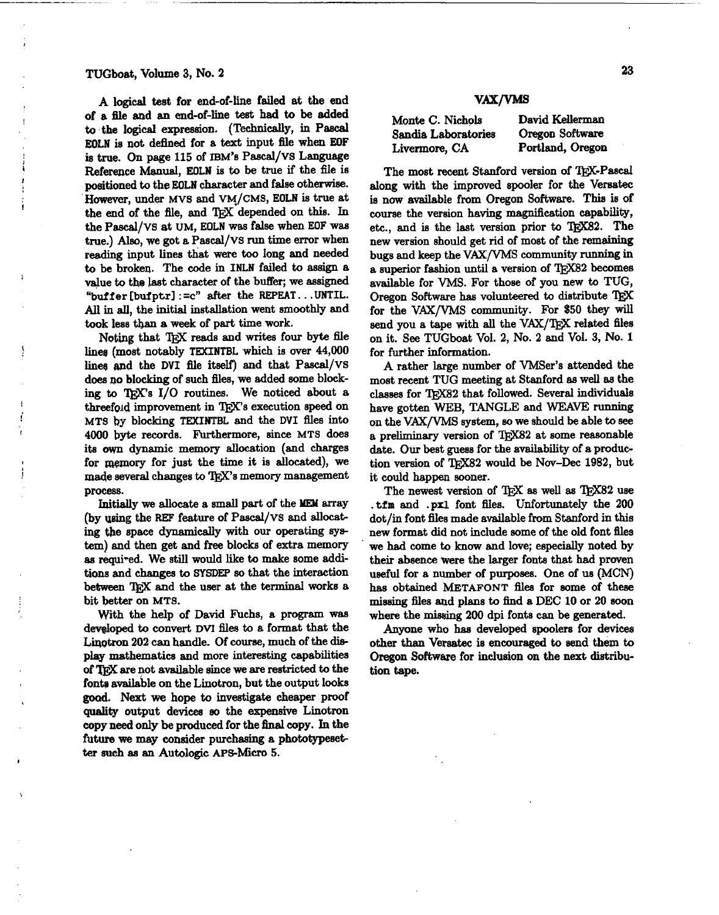A logical test for end-of-line failed at the end of a file and an end-of-line test had to be added to the logical expression. (Technically, in Pascal EOLN is not defined for a text input file when EOF is true. On page 115 of IBM's Pascal/VS Language Reference Manual, EOLN is to be true if the file is positioned to the EOLN character and false otherwise. However, under MVS and VM/CMS, EOLN is true at the end of the file, and TeX depended on this. In the Pascal/VS at UM, EOLN was false when EOF was true.) Also, we got a Pascal/VS run time error when reading input lines that were too long and needed to be broken. The code in INLN failed to assign a value to the last character of the buffer; we assigned "buffer[bufptr]:=c" after the REPEAT...UNTIL. All in all, the initial installation went smoothly and took less than a week of part time work.

Noting that TeX reads and writes four byte file lines (most notably TEXINTBL which is over 44,000 lines and the DVI file itself) and that Pascal/VS does no blocking of such files, we added some blocking to TeX's I/O routines. We noticed about a threefold improvement in TeX's execution speed on MTS by blocking TEXINTBL and the DVI files into 4000 byte records. Furthermore, since MTS does its own dynamic memory allocation (and charges for memory for just the time it is allocated), we made several changes to TeX's memory management process.

Initially we allocate a small part of the MEM array (by using the REF feature of Pascal/VS and allocating the space dynamically with our operating system) and then get and free blocks of extra memory as required. We still would like to make some additions and changes to SYSDEP so that the interaction between TeX and the user at the terminal works a bit better on MTS.

With the help of David Fuchs, a program was developed to convert DVI files to a format that the Linotron 202 can handle. Of course, much of the display mathematics and more interesting capabilities of TeX are not available since we are restricted to the fonts available on the Linotron, but the output looks good. Next we hope to investigate cheaper proof quality output devices so the expensive Linotron copy need only be produced for the final copy. In the future we may consider purchasing a phototypesetter such as an Autologic APS-Micro 5.

## VAX/VMS

| | |
|---|---|
| Monte C. Nichols | David Kellerman |
| Sandia Laboratories | Oregon Software |
| Livermore, CA | Portland, Oregon |

The most recent Stanford version of TeX-Pascal along with the improved spooler for the Versatec is now available from Oregon Software. This is of course the version having magnification capability, etc., and is the last version prior to TeX82. The new version should get rid of most of the remaining bugs and keep the VAX/VMS community running in a superior fashion until a version of TeX82 becomes available for VMS. For those of you new to TUG, Oregon Software has volunteered to distribute TeX for the VAX/VMS community. For $50 they will send you a tape with all the VAX/TeX related files on it. See TUGboat Vol. 2, No. 2 and Vol. 3, No. 1 for further information.

A rather large number of VMSer's attended the most recent TUG meeting at Stanford as well as the classes for TeX82 that followed. Several individuals have gotten WEB, TANGLE and WEAVE running on the VAX/VMS system, so we should be able to see a preliminary version of TeX82 at some reasonable date. Our best guess for the availability of a production version of TeX82 would be Nov–Dec 1982, but it could happen sooner.

The newest version of TeX as well as TeX82 use .tfm and .pxl font files. Unfortunately the 200 dot/in font files made available from Stanford in this new format did not include some of the old font files we had come to know and love; especially noted by their absence were the larger fonts that had proven useful for a number of purposes. One of us (MCN) has obtained METAFONT files for some of these missing files and plans to find a DEC 10 or 20 soon where the missing 200 dpi fonts can be generated.

Anyone who has developed spoolers for devices other than Versatec is encouraged to send them to Oregon Software for inclusion on the next distribution tape.